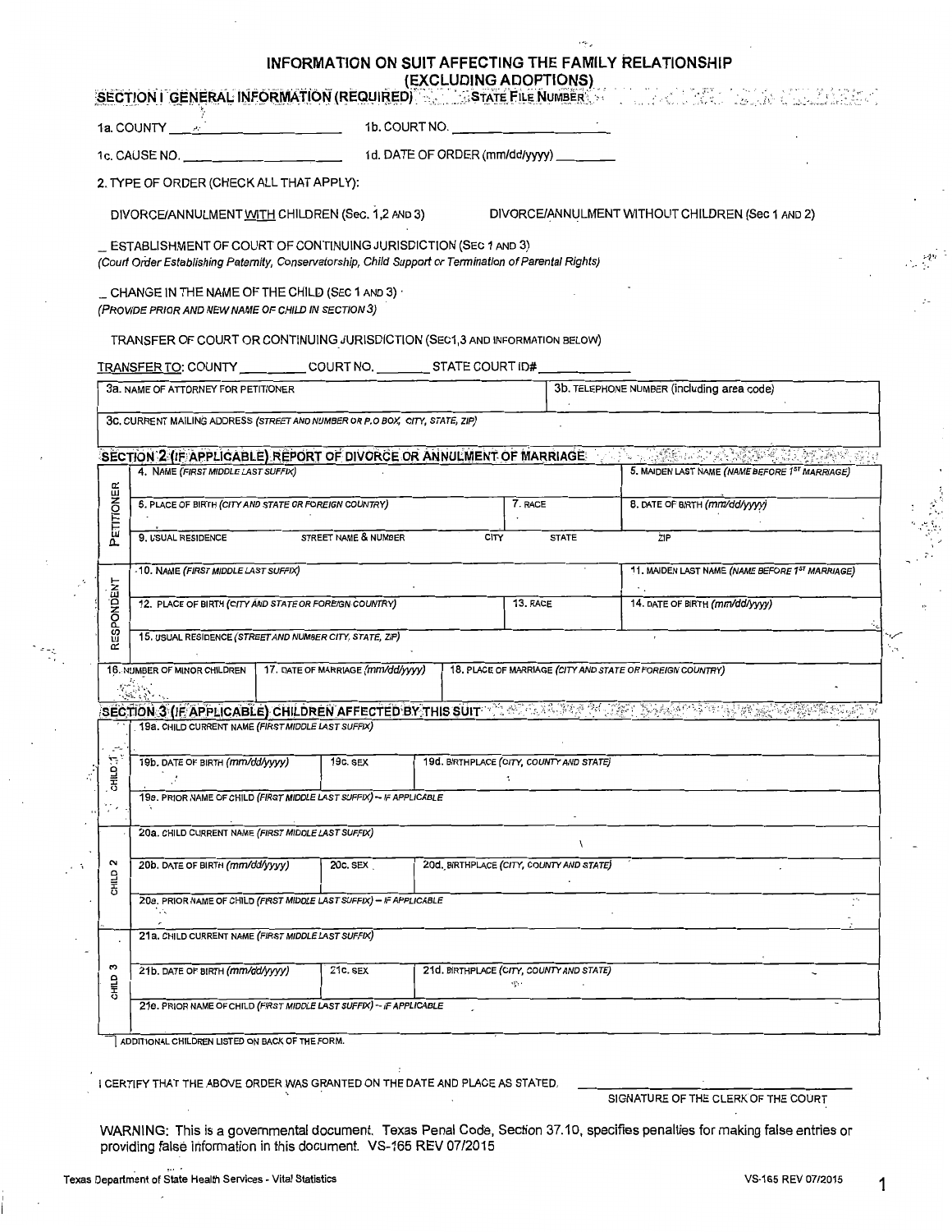# INFORMATION ON SUIT AFFECTING THE FAMILY RELATIONSHIP
## (EXCLUDING ADOPTIONS)

**SECTION I GENERAL INFORMATION (REQUIRED)** STATE FILE NUMBER

1a. COUNTY ______________________ 1b. COURT NO. ______________________

1c. CAUSE NO. ______________________ 1d. DATE OF ORDER (mm/dd/yyyy) ________

2. TYPE OF ORDER (CHECK ALL THAT APPLY):

DIVORCE/ANNULMENT WITH CHILDREN (Sec. 1,2 AND 3) DIVORCE/ANNULMENT WITHOUT CHILDREN (Sec 1 AND 2)

_ ESTABLISHMENT OF COURT OF CONTINUING JURISDICTION (SEC 1 AND 3)
*(Court Order Establishing Paternity, Conservatorship, Child Support or Termination of Parental Rights)*

_ CHANGE IN THE NAME OF THE CHILD (SEC 1 AND 3)
*(PROVIDE PRIOR AND NEW NAME OF CHILD IN SECTION 3)*

TRANSFER OF COURT OR CONTINUING JURISDICTION (SEC1,3 AND INFORMATION BELOW)

TRANSFER TO: COUNTY _________ COURT NO. ________ STATE COURT ID# ____________

| 3a. NAME OF ATTORNEY FOR PETITIONER | 3b. TELEPHONE NUMBER (including area code) |
|---|---|
| 3c. CURRENT MAILING ADDRESS *(STREET AND NUMBER OR P.O BOX, CITY, STATE, ZIP)* | |

**SECTION 2 (IF APPLICABLE) REPORT OF DIVORCE OR ANNULMENT OF MARRIAGE**

| | | | |
|---|---|---|---|
| PETITIONER | 4. NAME *(FIRST MIDDLE LAST SUFFIX)* | | 5. MAIDEN LAST NAME *(NAME BEFORE 1ST MARRIAGE)* |
| | 6. PLACE OF BIRTH *(CITY AND STATE OR FOREIGN COUNTRY)* | 7. RACE | 8. DATE OF BIRTH *(mm/dd/yyyy)* |
| | 9. USUAL RESIDENCE STREET NAME & NUMBER CITY STATE ZIP | | |
| RESPONDENT | 10. NAME *(FIRST MIDDLE LAST SUFFIX)* | | 11. MAIDEN LAST NAME *(NAME BEFORE 1ST MARRIAGE)* |
| | 12. PLACE OF BIRTH *(CITY AND STATE OR FOREIGN COUNTRY)* | 13. RACE | 14. DATE OF BIRTH *(mm/dd/yyyy)* |
| | 15. USUAL RESIDENCE *(STREET AND NUMBER CITY, STATE, ZIP)* | | |

| 16. NUMBER OF MINOR CHILDREN | 17. DATE OF MARRIAGE *(mm/dd/yyyy)* | 18. PLACE OF MARRIAGE *(CITY AND STATE OR FOREIGN COUNTRY)* |
|---|---|---|
| | | |

**SECTION 3 (IF APPLICABLE) CHILDREN AFFECTED BY THIS SUIT**

| | | | |
|---|---|---|---|
| CHILD 1 | 19a. CHILD CURRENT NAME *(FIRST MIDDLE LAST SUFFIX)* | | |
| | 19b. DATE OF BIRTH *(mm/dd/yyyy)* | 19c. SEX | 19d. BIRTHPLACE *(CITY, COUNTY AND STATE)* |
| | 19e. PRIOR NAME OF CHILD *(FIRST MIDDLE LAST SUFFIX) – IF APPLICABLE* | | |
| CHILD 2 | 20a. CHILD CURRENT NAME *(FIRST MIDDLE LAST SUFFIX)* | | |
| | 20b. DATE OF BIRTH *(mm/dd/yyyy)* | 20c. SEX | 20d. BIRTHPLACE *(CITY, COUNTY AND STATE)* |
| | 20e. PRIOR NAME OF CHILD *(FIRST MIDDLE LAST SUFFIX) – IF APPLICABLE* | | |
| CHILD 3 | 21a. CHILD CURRENT NAME *(FIRST MIDDLE LAST SUFFIX)* | | |
| | 21b. DATE OF BIRTH *(mm/dd/yyyy)* | 21c. SEX | 21d. BIRTHPLACE *(CITY, COUNTY AND STATE)* |
| | 21e. PRIOR NAME OF CHILD *(FIRST MIDDLE LAST SUFFIX) – IF APPLICABLE* | | |

☐ ADDITIONAL CHILDREN LISTED ON BACK OF THE FORM.

I CERTIFY THAT THE ABOVE ORDER WAS GRANTED ON THE DATE AND PLACE AS STATED. ______________________________

SIGNATURE OF THE CLERK OF THE COURT

WARNING: This is a governmental document. Texas Penal Code, Section 37.10, specifies penalties for making false entries or providing false information in this document. VS-165 REV 07/2015

Texas Department of State Health Services - Vital Statistics VS-165 REV 07/2015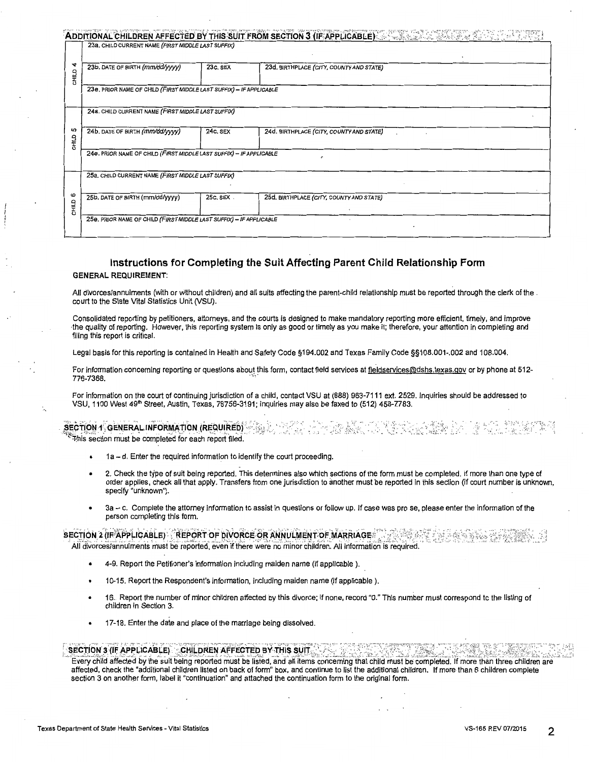## ADDITIONAL CHILDREN AFFECTED BY THIS SUIT FROM SECTION 3 (IF APPLICABLE)

| | | | |
|---|---|---|---|
| CHILD 4 | 23a. CHILD CURRENT NAME *(FIRST MIDDLE LAST SUFFIX)* | | |
| | 23b. DATE OF BIRTH *(mm/dd/yyyy)* | 23c. SEX | 23d. BIRTHPLACE *(CITY, COUNTY AND STATE)* |
| | 23e. PRIOR NAME OF CHILD *(FIRST MIDDLE LAST SUFFIX) – IF APPLICABLE* | | |
| CHILD 5 | 24a. CHILD CURRENT NAME *(FIRST MIDDLE LAST SUFFIX)* | | |
| | 24b. DATE OF BIRTH *(mm/dd/yyyy)* | 24c. SEX | 24d. BIRTHPLACE *(CITY, COUNTY AND STATE)* |
| | 24e. PRIOR NAME OF CHILD *(FIRST MIDDLE LAST SUFFIX) – IF APPLICABLE* | | |
| CHILD 6 | 25a. CHILD CURRENT NAME *(FIRST MIDDLE LAST SUFFIX)* | | |
| | 25b. DATE OF BIRTH (mm/dd/yyyy) | 25c. SEX | 25d. BIRTHPLACE *(CITY, COUNTY AND STATE)* |
| | 25e. PRIOR NAME OF CHILD *(FIRST MIDDLE LAST SUFFIX) – IF APPLICABLE* | | |

# Instructions for Completing the Suit Affecting Parent Child Relationship Form

**GENERAL REQUIREMENT:**

All divorces/annulments (with or without children) and all suits affecting the parent-child relationship must be reported through the clerk of the court to the State Vital Statistics Unit (VSU).

Consolidated reporting by petitioners, attorneys, and the courts is designed to make mandatory reporting more efficient, timely, and improve the quality of reporting. However, this reporting system is only as good or timely as you make it; therefore, your attention in completing and filing this report is critical.

Legal basis for this reporting is contained in Health and Safety Code §194.002 and Texas Family Code §§108.001-.002 and 108.004.

For information concerning reporting or questions about this form, contact field services at fieldservices@dshs.texas.gov or by phone at 512-776-7368.

For information on the court of continuing jurisdiction of a child, contact VSU at (888) 963-7111 ext. 2529. Inquiries should be addressed to VSU, 1100 West 49th Street, Austin, Texas, 78756-3191; inquiries may also be faxed to (512) 458-7783.

## SECTION 1: GENERAL INFORMATION (REQUIRED)

This section must be completed for each report filed.

- 1a – d. Enter the required information to identify the court proceeding.
- 2. Check the type of suit being reported. This determines also which sections of the form must be completed. If more than one type of order applies, check all that apply. Transfers from one jurisdiction to another must be reported in this section (if court number is unknown, specify "unknown").
- 3a – c. Complete the attorney information to assist in questions or follow up. If case was pro se, please enter the information of the person completing this form.

## SECTION 2 (IF APPLICABLE) REPORT OF DIVORCE OR ANNULMENT OF MARRIAGE

All divorces/annulments must be reported, even if there were no minor children. All information is required.

- 4-9. Report the Petitioner's information including maiden name (if applicable ).
- 10-15. Report the Respondent's information, including maiden name (if applicable ).
- 16. Report the number of minor children affected by this divorce; if none, record "0." This number must correspond to the listing of children in Section 3.
- 17-18. Enter the date and place of the marriage being dissolved.

## SECTION 3 (IF APPLICABLE) CHILDREN AFFECTED BY THIS SUIT

Every child affected by the suit being reported must be listed, and all items concerning that child must be completed. If more than three children are affected, check the "additional children listed on back of form" box, and continue to list the additional children. If more than 6 children complete section 3 on another form, label it "continuation" and attached the continuation form to the original form.

Texas Department of State Health Services - Vital Statistics VS-165 REV 07/2015